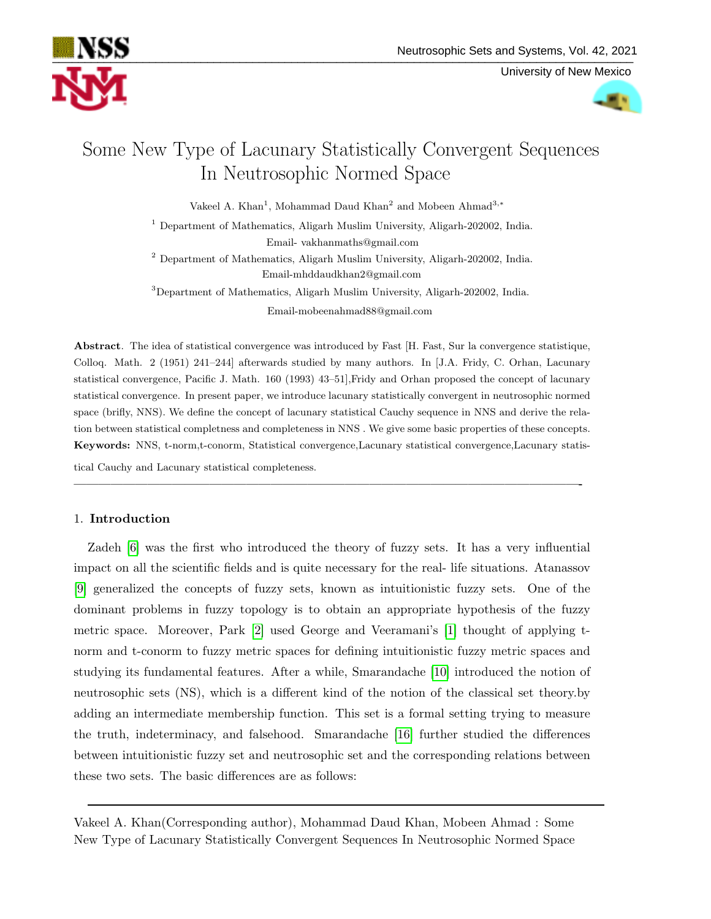# Some New Type of Lacunary Statistically Convergent Sequences In Neutrosophic Normed Space

Vakeel A. Khan[1], Mohammad Daud Khan[2] and Mobeen Ahmad[3,*]

[1] Department of Mathematics, Aligarh Muslim University, Aligarh-202002, India. Email- vakhanmaths@gmail.com

[2] Department of Mathematics, Aligarh Muslim University, Aligarh-202002, India. Email-mhddaudkhan2@gmail.com

[3] Department of Mathematics, Aligarh Muslim University, Aligarh-202002, India. Email-mobeenahmad88@gmail.com

**Abstract**. The idea of statistical convergence was introduced by Fast [H. Fast, Sur la convergence statistique, Colloq. Math. 2 (1951) 241–244] afterwards studied by many authors. In [J.A. Fridy, C. Orhan, Lacunary statistical convergence, Pacific J. Math. 160 (1993) 43–51],Fridy and Orhan proposed the concept of lacunary statistical convergence. In present paper, we introduce lacunary statistically convergent in neutrosophic normed space (brifly, NNS). We define the concept of lacunary statistical Cauchy sequence in NNS and derive the relation between statistical completness and completeness in NNS . We give some basic properties of these concepts.

**Keywords:** NNS, t-norm,t-conorm, Statistical convergence,Lacunary statistical convergence,Lacunary statistical Cauchy and Lacunary statistical completeness.

---

## 1. Introduction

Zadeh [6] was the first who introduced the theory of fuzzy sets. It has a very influential impact on all the scientific fields and is quite necessary for the real- life situations. Atanassov [9] generalized the concepts of fuzzy sets, known as intuitionistic fuzzy sets. One of the dominant problems in fuzzy topology is to obtain an appropriate hypothesis of the fuzzy metric space. Moreover, Park [2] used George and Veeramani's [1] thought of applying t-norm and t-conorm to fuzzy metric spaces for defining intuitionistic fuzzy metric spaces and studying its fundamental features. After a while, Smarandache [10] introduced the notion of neutrosophic sets (NS), which is a different kind of the notion of the classical set theory.by adding an intermediate membership function. This set is a formal setting trying to measure the truth, indeterminacy, and falsehood. Smarandache [16] further studied the differences between intuitionistic fuzzy set and neutrosophic set and the corresponding relations between these two sets. The basic differences are as follows:

---

Vakeel A. Khan(Corresponding author), Mohammad Daud Khan, Mobeen Ahmad : Some New Type of Lacunary Statistically Convergent Sequences In Neutrosophic Normed Space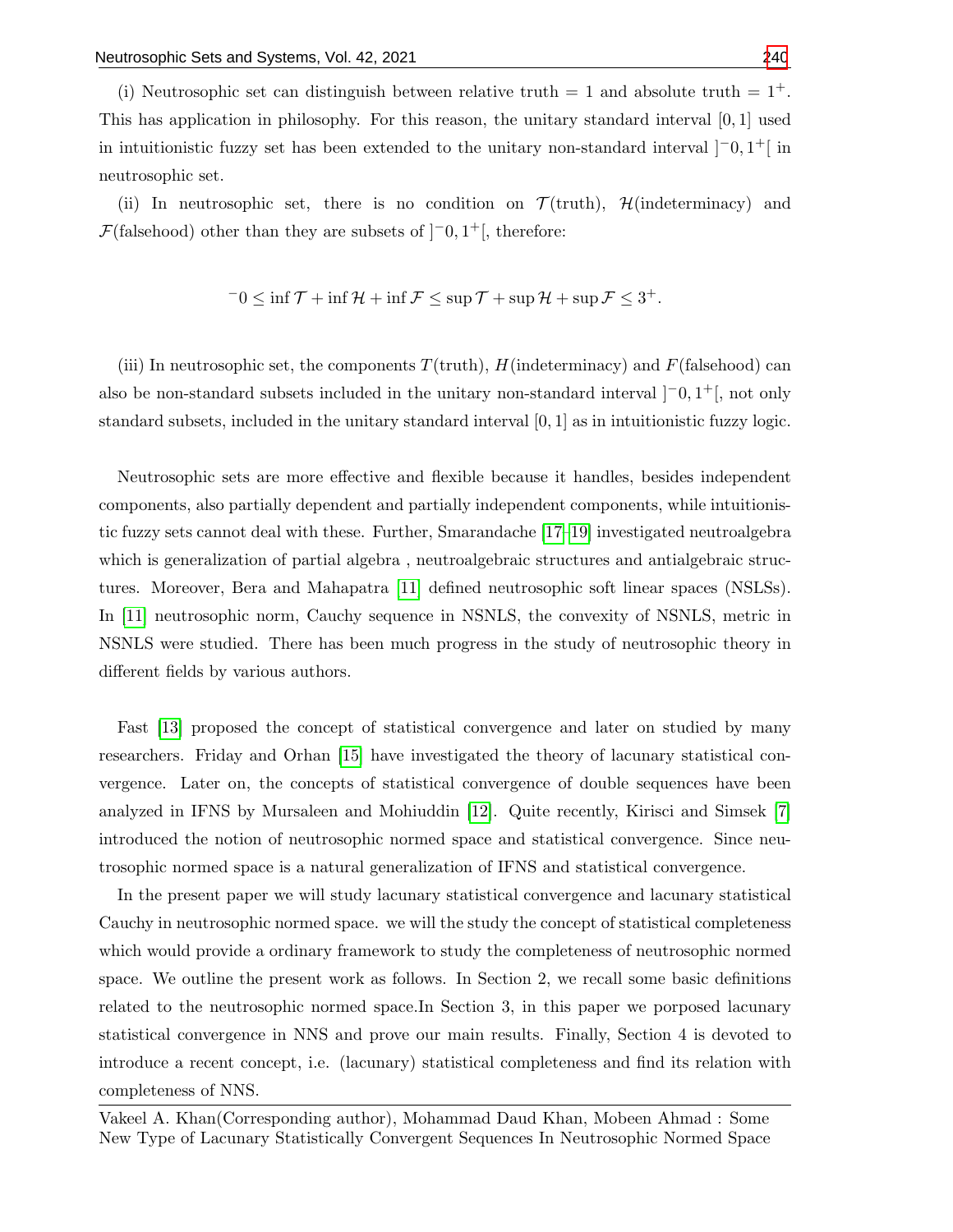(i) Neutrosophic set can distinguish between relative truth = 1 and absolute truth = $1^+$. This has application in philosophy. For this reason, the unitary standard interval $[0, 1]$ used in intuitionistic fuzzy set has been extended to the unitary non-standard interval $]^-0, 1^+[$ in neutrosophic set.

(ii) In neutrosophic set, there is no condition on $\mathcal{T}$(truth), $\mathcal{H}$(indeterminacy) and $\mathcal{F}$(falsehood) other than they are subsets of $]^-0, 1^+[$, therefore:

$$^-0 \leq \inf \mathcal{T} + \inf \mathcal{H} + \inf \mathcal{F} \leq \sup \mathcal{T} + \sup \mathcal{H} + \sup \mathcal{F} \leq 3^+.$$

(iii) In neutrosophic set, the components $T$(truth), $H$(indeterminacy) and $F$(falsehood) can also be non-standard subsets included in the unitary non-standard interval $]^-0, 1^+[$, not only standard subsets, included in the unitary standard interval $[0, 1]$ as in intuitionistic fuzzy logic.

Neutrosophic sets are more effective and flexible because it handles, besides independent components, also partially dependent and partially independent components, while intuitionistic fuzzy sets cannot deal with these. Further, Smarandache [17–19] investigated neutroalgebra which is generalization of partial algebra , neutroalgebraic structures and antialgebraic structures. Moreover, Bera and Mahapatra [11] defined neutrosophic soft linear spaces (NSLSs). In [11] neutrosophic norm, Cauchy sequence in NSNLS, the convexity of NSNLS, metric in NSNLS were studied. There has been much progress in the study of neutrosophic theory in different fields by various authors.

Fast [13] proposed the concept of statistical convergence and later on studied by many researchers. Friday and Orhan [15] have investigated the theory of lacunary statistical convergence. Later on, the concepts of statistical convergence of double sequences have been analyzed in IFNS by Mursaleen and Mohiuddin [12]. Quite recently, Kirisci and Simsek [7] introduced the notion of neutrosophic normed space and statistical convergence. Since neutrosophic normed space is a natural generalization of IFNS and statistical convergence.

In the present paper we will study lacunary statistical convergence and lacunary statistical Cauchy in neutrosophic normed space. we will the study the concept of statistical completeness which would provide a ordinary framework to study the completeness of neutrosophic normed space. We outline the present work as follows. In Section 2, we recall some basic definitions related to the neutrosophic normed space.In Section 3, in this paper we porposed lacunary statistical convergence in NNS and prove our main results. Finally, Section 4 is devoted to introduce a recent concept, i.e. (lacunary) statistical completeness and find its relation with completeness of NNS.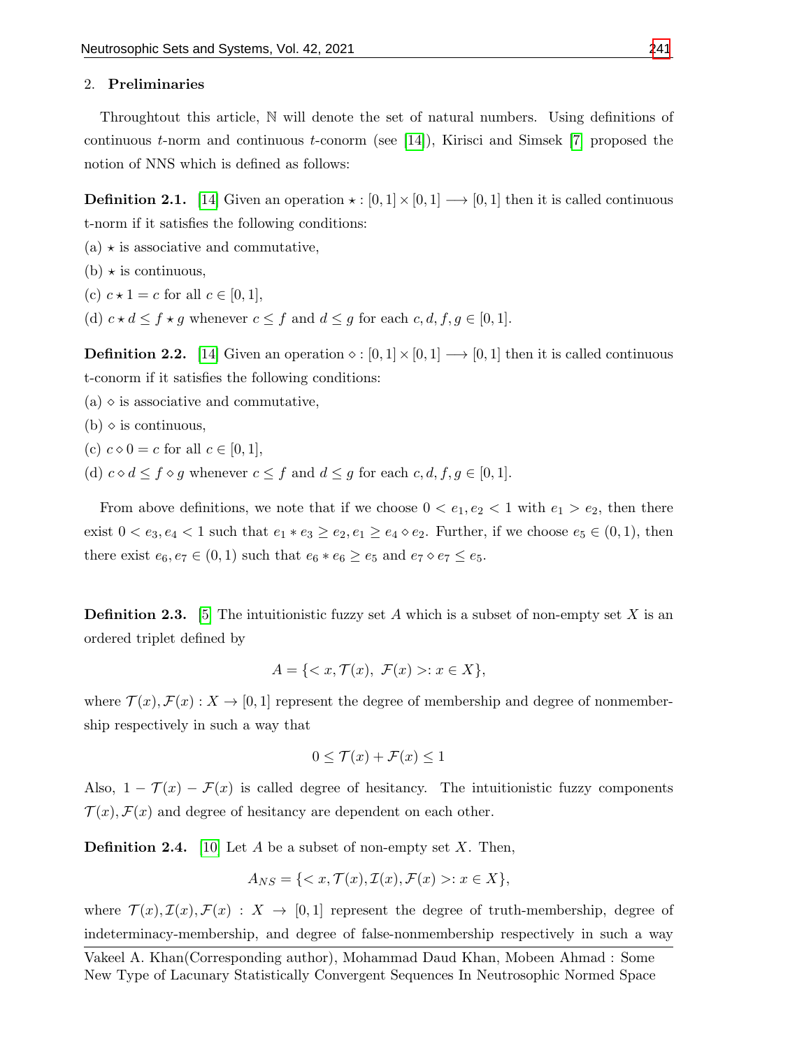## 2. Preliminaries

Throughtout this article, $\mathbb{N}$ will denote the set of natural numbers. Using definitions of continuous $t$-norm and continuous $t$-conorm (see [14]), Kirisci and Simsek [7] proposed the notion of NNS which is defined as follows:

**Definition 2.1.** [14] Given an operation $\star : [0,1] \times [0,1] \longrightarrow [0,1]$ then it is called continuous t-norm if it satisfies the following conditions:

(a) $\star$ is associative and commutative,

(b) $\star$ is continuous,

(c) $c \star 1 = c$ for all $c \in [0,1]$,

(d) $c \star d \leq f \star g$ whenever $c \leq f$ and $d \leq g$ for each $c, d, f, g \in [0,1]$.

**Definition 2.2.** [14] Given an operation $\diamond : [0,1] \times [0,1] \longrightarrow [0,1]$ then it is called continuous t-conorm if it satisfies the following conditions:

(a) $\diamond$ is associative and commutative,

(b) $\diamond$ is continuous,

(c) $c \diamond 0 = c$ for all $c \in [0,1]$,

(d) $c \diamond d \leq f \diamond g$ whenever $c \leq f$ and $d \leq g$ for each $c, d, f, g \in [0,1]$.

From above definitions, we note that if we choose $0 < e_1, e_2 < 1$ with $e_1 > e_2$, then there exist $0 < e_3, e_4 < 1$ such that $e_1 * e_3 \geq e_2, e_1 \geq e_4 \diamond e_2$. Further, if we choose $e_5 \in (0,1)$, then there exist $e_6, e_7 \in (0,1)$ such that $e_6 * e_6 \geq e_5$ and $e_7 \diamond e_7 \leq e_5$.

**Definition 2.3.** [5] The intuitionistic fuzzy set $A$ which is a subset of non-empty set $X$ is an ordered triplet defined by

$$A = \{< x, \mathcal{T}(x),\ \mathcal{F}(x) >: x \in X\},$$

where $\mathcal{T}(x), \mathcal{F}(x) : X \to [0,1]$ represent the degree of membership and degree of nonmembership respectively in such a way that

$$0 \leq \mathcal{T}(x) + \mathcal{F}(x) \leq 1$$

Also, $1 - \mathcal{T}(x) - \mathcal{F}(x)$ is called degree of hesitancy. The intuitionistic fuzzy components $\mathcal{T}(x), \mathcal{F}(x)$ and degree of hesitancy are dependent on each other.

**Definition 2.4.** [10] Let $A$ be a subset of non-empty set $X$. Then,

$$A_{NS} = \{< x, \mathcal{T}(x), \mathcal{I}(x), \mathcal{F}(x) >: x \in X\},$$

where $\mathcal{T}(x), \mathcal{I}(x), \mathcal{F}(x) : X \to [0,1]$ represent the degree of truth-membership, degree of indeterminacy-membership, and degree of false-nonmembership respectively in such a way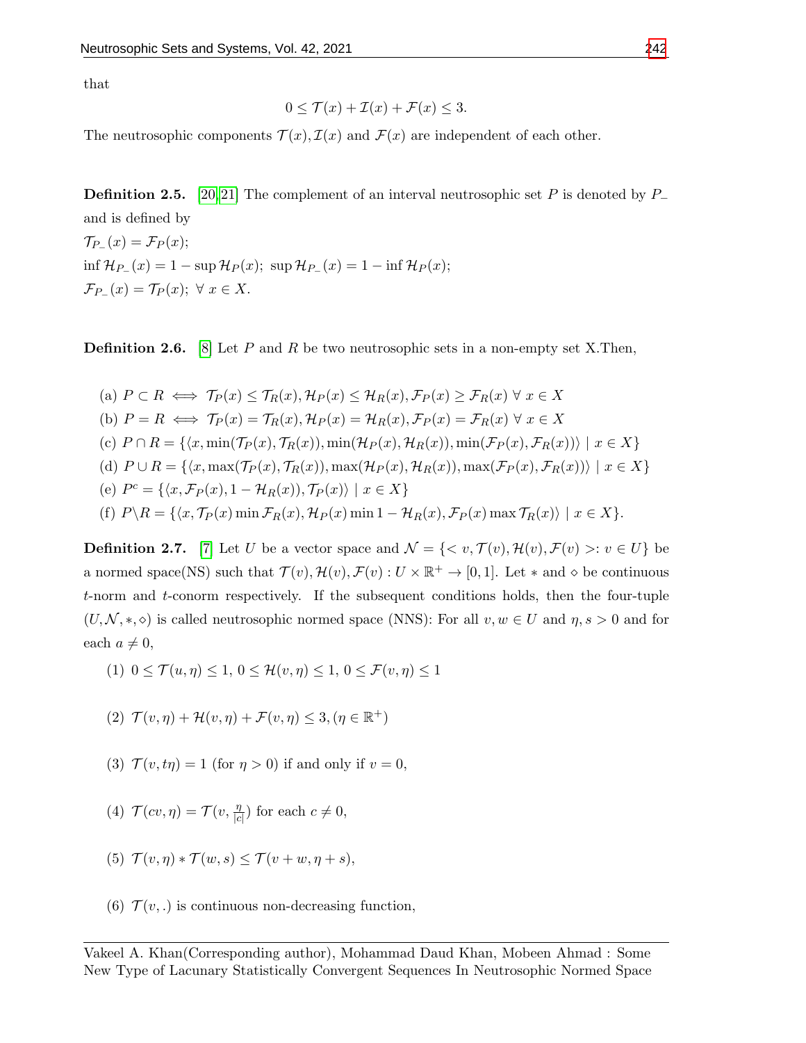that

$$0 \leq \mathcal{T}(x) + \mathcal{I}(x) + \mathcal{F}(x) \leq 3.$$

The neutrosophic components $\mathcal{T}(x), \mathcal{I}(x)$ and $\mathcal{F}(x)$ are independent of each other.

**Definition 2.5.** [20,21] The complement of an interval neutrosophic set $P$ is denoted by $P_{-}$ and is defined by

$\mathcal{T}_{P_{-}}(x) = \mathcal{F}_P(x)$;

$\inf \mathcal{H}_{P_{-}}(x) = 1 - \sup \mathcal{H}_P(x)$; $\sup \mathcal{H}_{P_{-}}(x) = 1 - \inf \mathcal{H}_P(x)$;

$\mathcal{F}_{P_{-}}(x) = \mathcal{T}_P(x)$; $\forall\ x \in X$.

**Definition 2.6.** [8] Let $P$ and $R$ be two neutrosophic sets in a non-empty set X.Then,

(a) $P \subset R \iff \mathcal{T}_P(x) \leq \mathcal{T}_R(x), \mathcal{H}_P(x) \leq \mathcal{H}_R(x), \mathcal{F}_P(x) \geq \mathcal{F}_R(x)\ \forall\ x \in X$

(b) $P = R \iff \mathcal{T}_P(x) = \mathcal{T}_R(x), \mathcal{H}_P(x) = \mathcal{H}_R(x), \mathcal{F}_P(x) = \mathcal{F}_R(x)\ \forall\ x \in X$

(c) $P \cap R = \{\langle x, \min(\mathcal{T}_P(x), \mathcal{T}_R(x)), \min(\mathcal{H}_P(x), \mathcal{H}_R(x)), \min(\mathcal{F}_P(x), \mathcal{F}_R(x))\rangle \mid x \in X\}$

(d) $P \cup R = \{\langle x, \max(\mathcal{T}_P(x), \mathcal{T}_R(x)), \max(\mathcal{H}_P(x), \mathcal{H}_R(x)), \max(\mathcal{F}_P(x), \mathcal{F}_R(x))\rangle \mid x \in X\}$

(e) $P^c = \{\langle x, \mathcal{F}_P(x), 1 - \mathcal{H}_R(x)), \mathcal{T}_P(x)\rangle \mid x \in X\}$

(f) $P \backslash R = \{\langle x, \mathcal{T}_P(x) \min \mathcal{F}_R(x), \mathcal{H}_P(x) \min 1 - \mathcal{H}_R(x), \mathcal{F}_P(x) \max \mathcal{T}_R(x)\rangle \mid x \in X\}$.

**Definition 2.7.** [7] Let $U$ be a vector space and $\mathcal{N} = \{< v, \mathcal{T}(v), \mathcal{H}(v), \mathcal{F}(v) >: v \in U\}$ be a normed space(NS) such that $\mathcal{T}(v), \mathcal{H}(v), \mathcal{F}(v) : U \times \mathbb{R}^+ \rightarrow [0, 1]$. Let $*$ and $\diamond$ be continuous $t$-norm and $t$-conorm respectively. If the subsequent conditions holds, then the four-tuple $(U, \mathcal{N}, *, \diamond)$ is called neutrosophic normed space (NNS): For all $v, w \in U$ and $\eta, s > 0$ and for each $a \neq 0$,

(1) $0 \leq \mathcal{T}(u, \eta) \leq 1$, $0 \leq \mathcal{H}(v, \eta) \leq 1$, $0 \leq \mathcal{F}(v, \eta) \leq 1$

(2) $\mathcal{T}(v, \eta) + \mathcal{H}(v, \eta) + \mathcal{F}(v, \eta) \leq 3, (\eta \in \mathbb{R}^+)$

(3) $\mathcal{T}(v, t\eta) = 1$ (for $\eta > 0$) if and only if $v = 0$,

(4) $\mathcal{T}(cv, \eta) = \mathcal{T}(v, \frac{\eta}{|c|})$ for each $c \neq 0$,

(5) $\mathcal{T}(v, \eta) * \mathcal{T}(w, s) \leq \mathcal{T}(v + w, \eta + s)$,

(6) $\mathcal{T}(v, .)$ is continuous non-decreasing function,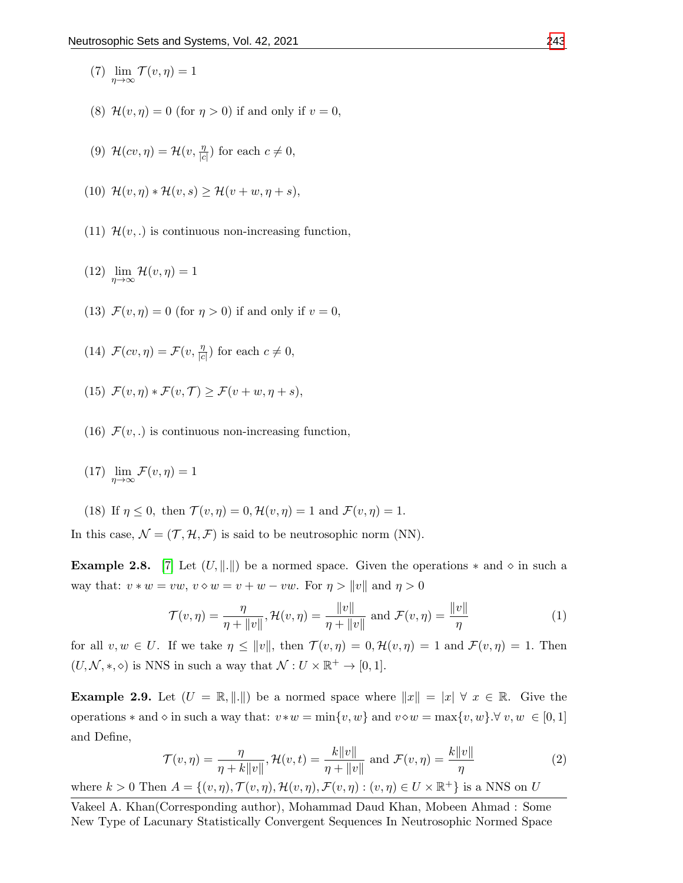(7) $\lim\limits_{\eta \to \infty} \mathcal{T}(v, \eta) = 1$

(8) $\mathcal{H}(v, \eta) = 0$ (for $\eta > 0$) if and only if $v = 0$,

(9) $\mathcal{H}(cv, \eta) = \mathcal{H}(v, \frac{\eta}{|c|})$ for each $c \neq 0$,

(10) $\mathcal{H}(v, \eta) * \mathcal{H}(v, s) \geq \mathcal{H}(v + w, \eta + s)$,

(11) $\mathcal{H}(v, .)$ is continuous non-increasing function,

(12) $\lim\limits_{\eta \to \infty} \mathcal{H}(v, \eta) = 1$

(13) $\mathcal{F}(v, \eta) = 0$ (for $\eta > 0$) if and only if $v = 0$,

(14) $\mathcal{F}(cv, \eta) = \mathcal{F}(v, \frac{\eta}{|c|})$ for each $c \neq 0$,

(15) $\mathcal{F}(v, \eta) * \mathcal{F}(v, \mathcal{T}) \geq \mathcal{F}(v + w, \eta + s)$,

(16) $\mathcal{F}(v, .)$ is continuous non-increasing function,

(17) $\lim\limits_{\eta \to \infty} \mathcal{F}(v, \eta) = 1$

(18) If $\eta \leq 0$, then $\mathcal{T}(v, \eta) = 0, \mathcal{H}(v, \eta) = 1$ and $\mathcal{F}(v, \eta) = 1$.

In this case, $\mathcal{N} = (\mathcal{T}, \mathcal{H}, \mathcal{F})$ is said to be neutrosophic norm (NN).

**Example 2.8.** [7] Let $(U, \|.\|)$ be a normed space. Given the operations $*$ and $\diamond$ in such a way that: $v * w = vw$, $v \diamond w = v + w - vw$. For $\eta > \|v\|$ and $\eta > 0$

$$\mathcal{T}(v, \eta) = \frac{\eta}{\eta + \|v\|}, \mathcal{H}(v, \eta) = \frac{\|v\|}{\eta + \|v\|} \text{ and } \mathcal{F}(v, \eta) = \frac{\|v\|}{\eta} \tag{1}$$

for all $v, w \in U$. If we take $\eta \leq \|v\|$, then $\mathcal{T}(v, \eta) = 0, \mathcal{H}(v, \eta) = 1$ and $\mathcal{F}(v, \eta) = 1$. Then $(U, \mathcal{N}, *, \diamond)$ is NNS in such a way that $\mathcal{N} : U \times \mathbb{R}^+ \to [0, 1]$.

**Example 2.9.** Let $(U = \mathbb{R}, \|.\|)$ be a normed space where $\|x\| = |x| \ \forall \ x \in \mathbb{R}$. Give the operations $*$ and $\diamond$ in such a way that: $v * w = \min\{v, w\}$ and $v \diamond w = \max\{v, w\}.\forall \ v, w \ \in [0, 1]$ and Define,

$$\mathcal{T}(v, \eta) = \frac{\eta}{\eta + k\|v\|}, \mathcal{H}(v, t) = \frac{k\|v\|}{\eta + \|v\|} \text{ and } \mathcal{F}(v, \eta) = \frac{k\|v\|}{\eta} \tag{2}$$

where $k > 0$ Then $A = \{(v, \eta), \mathcal{T}(v, \eta), \mathcal{H}(v, \eta), \mathcal{F}(v, \eta) : (v, \eta) \in U \times \mathbb{R}^+\}$ is a NNS on $U$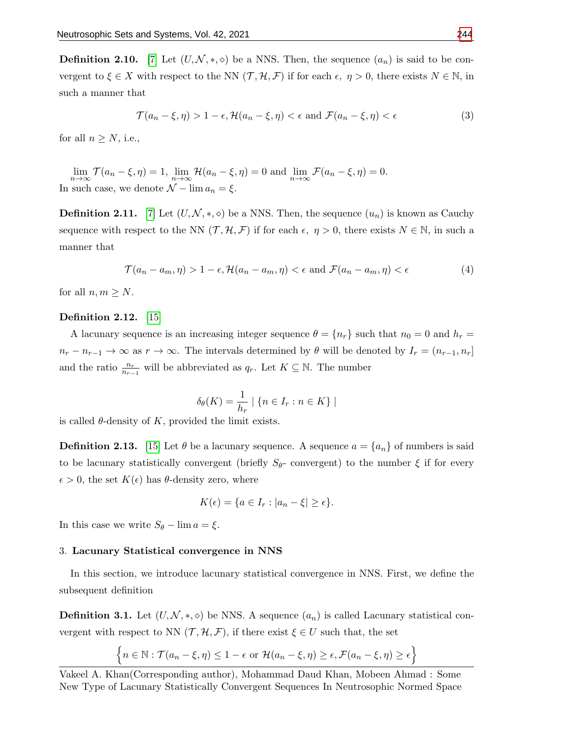**Definition 2.10.** [7] Let $(U, \mathcal{N}, *, \diamond)$ be a NNS. Then, the sequence $(a_n)$ is said to be convergent to $\xi \in X$ with respect to the NN $(\mathcal{T}, \mathcal{H}, \mathcal{F})$ if for each $\epsilon,\ \eta > 0$, there exists $N \in \mathbb{N}$, in such a manner that

$$\mathcal{T}(a_n - \xi, \eta) > 1 - \epsilon, \mathcal{H}(a_n - \xi, \eta) < \epsilon \text{ and } \mathcal{F}(a_n - \xi, \eta) < \epsilon \tag{3}$$

for all $n \geq N$, i.e.,

$$\lim_{n\to\infty} \mathcal{T}(a_n - \xi, \eta) = 1, \lim_{n\to\infty} \mathcal{H}(a_n - \xi, \eta) = 0 \text{ and } \lim_{n\to\infty} \mathcal{F}(a_n - \xi, \eta) = 0.$$

In such case, we denote $\mathcal{N} - \lim a_n = \xi$.

**Definition 2.11.** [7] Let $(U, \mathcal{N}, *, \diamond)$ be a NNS. Then, the sequence $(u_n)$ is known as Cauchy sequence with respect to the NN $(\mathcal{T}, \mathcal{H}, \mathcal{F})$ if for each $\epsilon,\ \eta > 0$, there exists $N \in \mathbb{N}$, in such a manner that

$$\mathcal{T}(a_n - a_m, \eta) > 1 - \epsilon, \mathcal{H}(a_n - a_m, \eta) < \epsilon \text{ and } \mathcal{F}(a_n - a_m, \eta) < \epsilon \tag{4}$$

for all $n, m \geq N$.

**Definition 2.12.** [15]

A lacunary sequence is an increasing integer sequence $\theta = \{n_r\}$ such that $n_0 = 0$ and $h_r = n_r - n_{r-1} \to \infty$ as $r \to \infty$. The intervals determined by $\theta$ will be denoted by $I_r = (n_{r-1}, n_r]$ and the ratio $\frac{n_r}{n_{r-1}}$ will be abbreviated as $q_r$. Let $K \subseteq \mathbb{N}$. The number

$$\delta_\theta(K) = \frac{1}{h_r} \mid \{n \in I_r : n \in K\} \mid$$

is called $\theta$-density of $K$, provided the limit exists.

**Definition 2.13.** [15] Let $\theta$ be a lacunary sequence. A sequence $a = \{a_n\}$ of numbers is said to be lacunary statistically convergent (briefly $S_\theta$- convergent) to the number $\xi$ if for every $\epsilon > 0$, the set $K(\epsilon)$ has $\theta$-density zero, where

$$K(\epsilon) = \{a \in I_r : |a_n - \xi| \geq \epsilon\}.$$

In this case we write $S_\theta - \lim a = \xi$.

## 3. Lacunary Statistical convergence in NNS

In this section, we introduce lacunary statistical convergence in NNS. First, we define the subsequent definition

**Definition 3.1.** Let $(U, \mathcal{N}, *, \diamond)$ be NNS. A sequence $(a_n)$ is called Lacunary statistical convergent with respect to NN $(\mathcal{T}, \mathcal{H}, \mathcal{F})$, if there exist $\xi \in U$ such that, the set

$$\left\{n \in \mathbb{N} : \mathcal{T}(a_n - \xi, \eta) \leq 1 - \epsilon \text{ or } \mathcal{H}(a_n - \xi, \eta) \geq \epsilon, \mathcal{F}(a_n - \xi, \eta) \geq \epsilon\right\}$$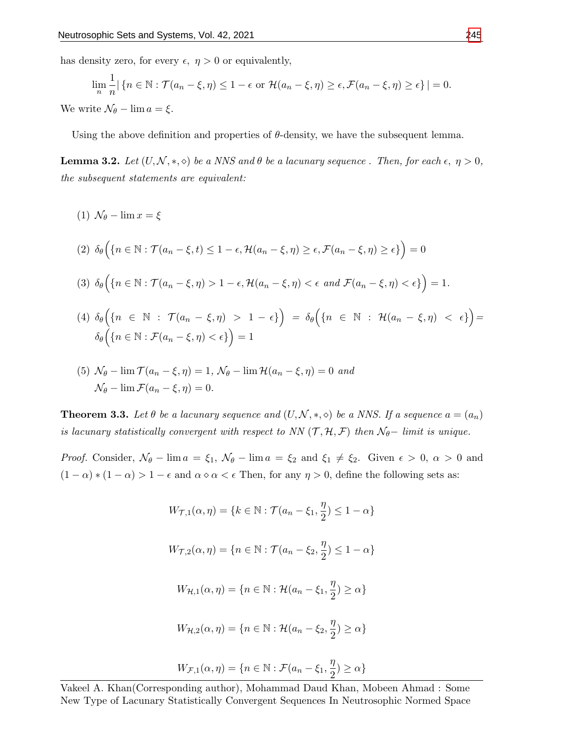has density zero, for every $\epsilon,\ \eta > 0$ or equivalently,

$$\lim_n \frac{1}{n} |\{n \in \mathbb{N} : \mathcal{T}(a_n - \xi, \eta) \leq 1 - \epsilon \text{ or } \mathcal{H}(a_n - \xi, \eta) \geq \epsilon, \mathcal{F}(a_n - \xi, \eta) \geq \epsilon\}| = 0.$$

We write $\mathcal{N}_\theta - \lim a = \xi$.

Using the above definition and properties of $\theta$-density, we have the subsequent lemma.

**Lemma 3.2.** *Let $(U, \mathcal{N}, *, \diamond)$ be a NNS and $\theta$ be a lacunary sequence . Then, for each $\epsilon,\ \eta > 0$, the subsequent statements are equivalent:*

(1) $\mathcal{N}_\theta - \lim x = \xi$

(2) $\delta_\theta\Big(\{n \in \mathbb{N} : \mathcal{T}(a_n - \xi, t) \leq 1 - \epsilon, \mathcal{H}(a_n - \xi, \eta) \geq \epsilon, \mathcal{F}(a_n - \xi, \eta) \geq \epsilon\}\Big) = 0$

(3) $\delta_\theta\Big(\{n \in \mathbb{N} : \mathcal{T}(a_n - \xi, \eta) > 1 - \epsilon, \mathcal{H}(a_n - \xi, \eta) < \epsilon \text{ and } \mathcal{F}(a_n - \xi, \eta) < \epsilon\}\Big) = 1.$

(4) $\delta_\theta\Big(\{n \in \mathbb{N} : \mathcal{T}(a_n - \xi, \eta) > 1 - \epsilon\}\Big) = \delta_\theta\Big(\{n \in \mathbb{N} : \mathcal{H}(a_n - \xi, \eta) < \epsilon\}\Big) = \delta_\theta\Big(\{n \in \mathbb{N} : \mathcal{F}(a_n - \xi, \eta) < \epsilon\}\Big) = 1$

(5) $\mathcal{N}_\theta - \lim \mathcal{T}(a_n - \xi, \eta) = 1$, $\mathcal{N}_\theta - \lim \mathcal{H}(a_n - \xi, \eta) = 0$ *and* $\mathcal{N}_\theta - \lim \mathcal{F}(a_n - \xi, \eta) = 0.$

**Theorem 3.3.** *Let $\theta$ be a lacunary sequence and $(U, \mathcal{N}, *, \diamond)$ be a NNS. If a sequence $a = (a_n)$ is lacunary statistically convergent with respect to NN $(\mathcal{T}, \mathcal{H}, \mathcal{F})$ then $\mathcal{N}_\theta-$ limit is unique.*

*Proof.* Consider, $\mathcal{N}_\theta - \lim a = \xi_1$, $\mathcal{N}_\theta - \lim a = \xi_2$ and $\xi_1 \neq \xi_2$. Given $\epsilon > 0$, $\alpha > 0$ and $(1 - \alpha) * (1 - \alpha) > 1 - \epsilon$ and $\alpha \diamond \alpha < \epsilon$ Then, for any $\eta > 0$, define the following sets as:

$$W_{\mathcal{T},1}(\alpha, \eta) = \{k \in \mathbb{N} : \mathcal{T}(a_n - \xi_1, \frac{\eta}{2}) \leq 1 - \alpha\}$$

$$W_{\mathcal{T},2}(\alpha, \eta) = \{n \in \mathbb{N} : \mathcal{T}(a_n - \xi_2, \frac{\eta}{2}) \leq 1 - \alpha\}$$

$$W_{\mathcal{H},1}(\alpha, \eta) = \{n \in \mathbb{N} : \mathcal{H}(a_n - \xi_1, \frac{\eta}{2}) \geq \alpha\}$$

$$W_{\mathcal{H},2}(\alpha, \eta) = \{n \in \mathbb{N} : \mathcal{H}(a_n - \xi_2, \frac{\eta}{2}) \geq \alpha\}$$

$$W_{\mathcal{F},1}(\alpha, \eta) = \{n \in \mathbb{N} : \mathcal{F}(a_n - \xi_1, \frac{\eta}{2}) \geq \alpha\}$$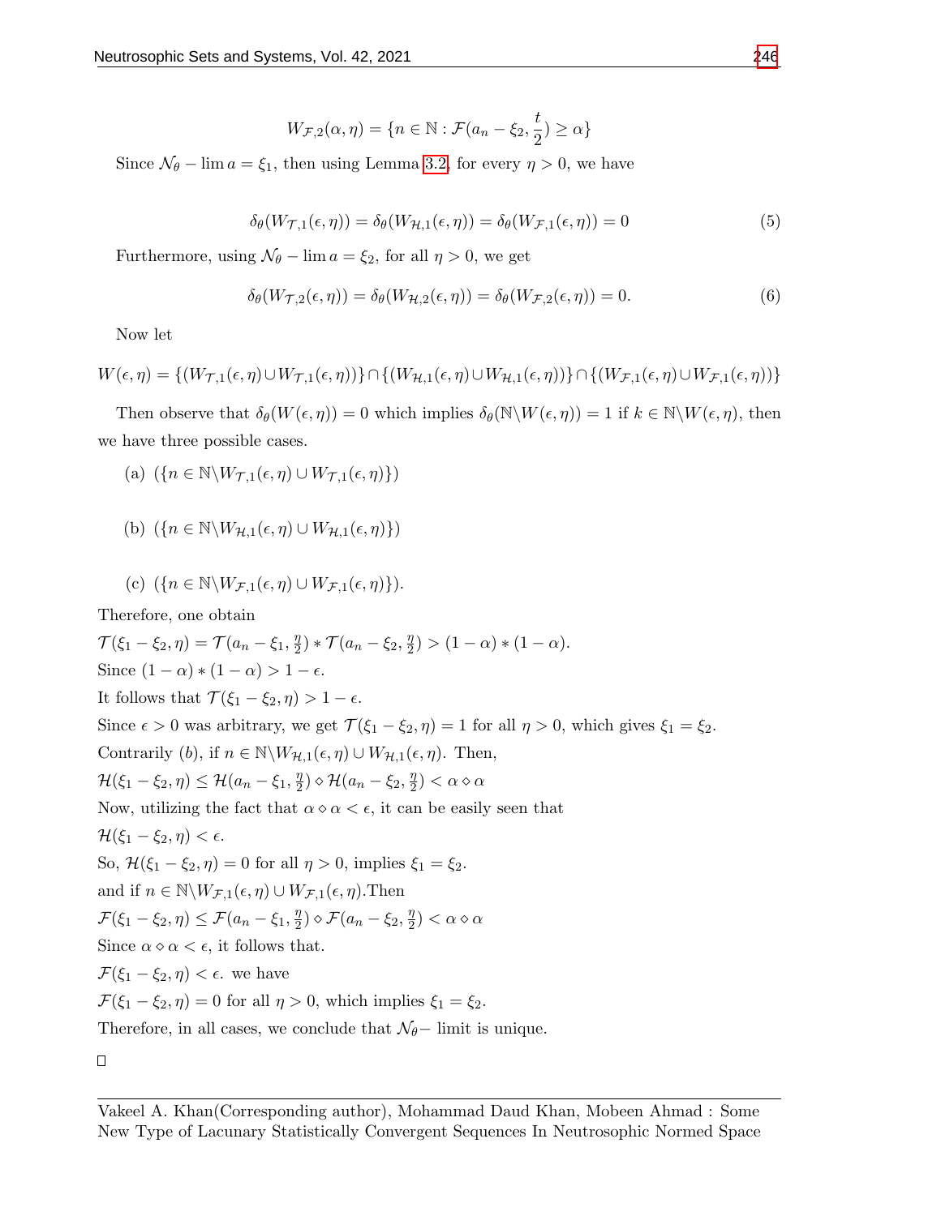$$W_{\mathcal{F},2}(\alpha, \eta) = \{n \in \mathbb{N} : \mathcal{F}(a_n - \xi_2, \frac{t}{2}) \geq \alpha\}$$

Since $\mathcal{N}_\theta - \lim a = \xi_1$, then using Lemma 3.2, for every $\eta > 0$, we have

$$\delta_\theta(W_{\mathcal{T},1}(\epsilon, \eta)) = \delta_\theta(W_{\mathcal{H},1}(\epsilon, \eta)) = \delta_\theta(W_{\mathcal{F},1}(\epsilon, \eta)) = 0 \tag{5}$$

Furthermore, using $\mathcal{N}_\theta - \lim a = \xi_2$, for all $\eta > 0$, we get

$$\delta_\theta(W_{\mathcal{T},2}(\epsilon, \eta)) = \delta_\theta(W_{\mathcal{H},2}(\epsilon, \eta)) = \delta_\theta(W_{\mathcal{F},2}(\epsilon, \eta)) = 0. \tag{6}$$

Now let

$$W(\epsilon, \eta) = \{(W_{\mathcal{T},1}(\epsilon, \eta) \cup W_{\mathcal{T},1}(\epsilon, \eta))\} \cap \{(W_{\mathcal{H},1}(\epsilon, \eta) \cup W_{\mathcal{H},1}(\epsilon, \eta))\} \cap \{(W_{\mathcal{F},1}(\epsilon, \eta) \cup W_{\mathcal{F},1}(\epsilon, \eta))\}$$

Then observe that $\delta_\theta(W(\epsilon, \eta)) = 0$ which implies $\delta_\theta(\mathbb{N} \backslash W(\epsilon, \eta)) = 1$ if $k \in \mathbb{N} \backslash W(\epsilon, \eta)$, then we have three possible cases.

(a) $(\{n \in \mathbb{N} \backslash W_{\mathcal{T},1}(\epsilon, \eta) \cup W_{\mathcal{T},1}(\epsilon, \eta)\})$

(b) $(\{n \in \mathbb{N} \backslash W_{\mathcal{H},1}(\epsilon, \eta) \cup W_{\mathcal{H},1}(\epsilon, \eta)\})$

(c) $(\{n \in \mathbb{N} \backslash W_{\mathcal{F},1}(\epsilon, \eta) \cup W_{\mathcal{F},1}(\epsilon, \eta)\})$.

Therefore, one obtain

$\mathcal{T}(\xi_1 - \xi_2, \eta) = \mathcal{T}(a_n - \xi_1, \frac{\eta}{2}) * \mathcal{T}(a_n - \xi_2, \frac{\eta}{2}) > (1 - \alpha) * (1 - \alpha)$.

Since $(1 - \alpha) * (1 - \alpha) > 1 - \epsilon$.

It follows that $\mathcal{T}(\xi_1 - \xi_2, \eta) > 1 - \epsilon$.

Since $\epsilon > 0$ was arbitrary, we get $\mathcal{T}(\xi_1 - \xi_2, \eta) = 1$ for all $\eta > 0$, which gives $\xi_1 = \xi_2$.

Contrarily $(b)$, if $n \in \mathbb{N} \backslash W_{\mathcal{H},1}(\epsilon, \eta) \cup W_{\mathcal{H},1}(\epsilon, \eta)$. Then,

$\mathcal{H}(\xi_1 - \xi_2, \eta) \leq \mathcal{H}(a_n - \xi_1, \frac{\eta}{2}) \diamond \mathcal{H}(a_n - \xi_2, \frac{\eta}{2}) < \alpha \diamond \alpha$

Now, utilizing the fact that $\alpha \diamond \alpha < \epsilon$, it can be easily seen that

$\mathcal{H}(\xi_1 - \xi_2, \eta) < \epsilon$.

So, $\mathcal{H}(\xi_1 - \xi_2, \eta) = 0$ for all $\eta > 0$, implies $\xi_1 = \xi_2$.

and if $n \in \mathbb{N} \backslash W_{\mathcal{F},1}(\epsilon, \eta) \cup W_{\mathcal{F},1}(\epsilon, \eta)$.Then

$\mathcal{F}(\xi_1 - \xi_2, \eta) \leq \mathcal{F}(a_n - \xi_1, \frac{\eta}{2}) \diamond \mathcal{F}(a_n - \xi_2, \frac{\eta}{2}) < \alpha \diamond \alpha$

Since $\alpha \diamond \alpha < \epsilon$, it follows that.

$\mathcal{F}(\xi_1 - \xi_2, \eta) < \epsilon$. we have

$\mathcal{F}(\xi_1 - \xi_2, \eta) = 0$ for all $\eta > 0$, which implies $\xi_1 = \xi_2$.

Therefore, in all cases, we conclude that $\mathcal{N}_\theta-$ limit is unique.

□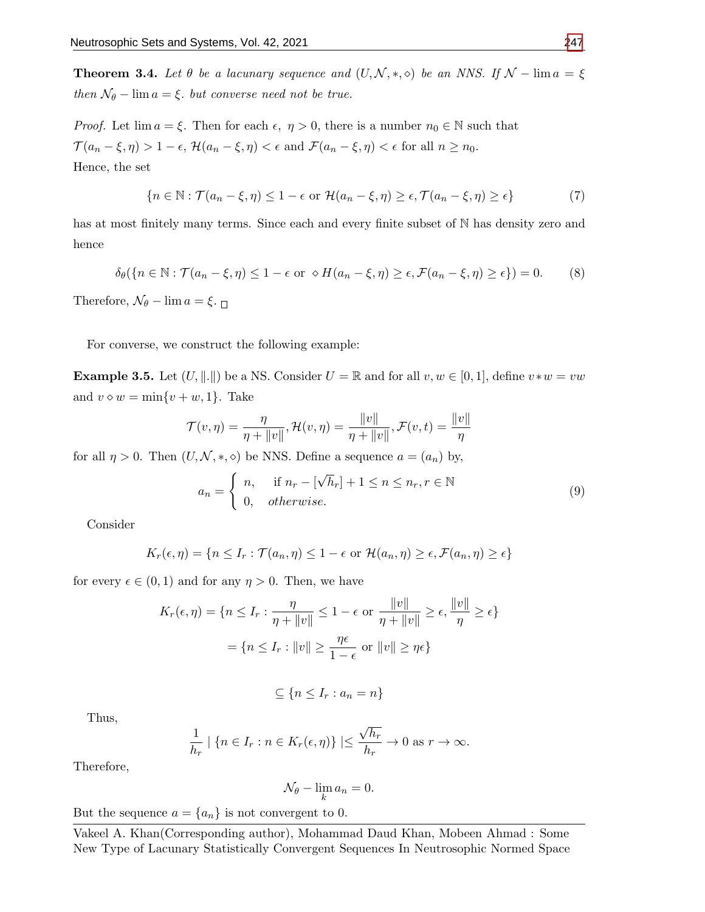**Theorem 3.4.** *Let $\theta$ be a lacunary sequence and $(U, \mathcal{N}, *, \diamond)$ be an NNS. If $\mathcal{N} - \lim a = \xi$ then $\mathcal{N}_\theta - \lim a = \xi$. but converse need not be true.*

*Proof.* Let $\lim a = \xi$. Then for each $\epsilon,\ \eta > 0$, there is a number $n_0 \in \mathbb{N}$ such that $\mathcal{T}(a_n - \xi, \eta) > 1 - \epsilon$, $\mathcal{H}(a_n - \xi, \eta) < \epsilon$ and $\mathcal{F}(a_n - \xi, \eta) < \epsilon$ for all $n \geq n_0$.
Hence, the set

$$\{n \in \mathbb{N} : \mathcal{T}(a_n - \xi, \eta) \leq 1 - \epsilon \text{ or } \mathcal{H}(a_n - \xi, \eta) \geq \epsilon, \mathcal{T}(a_n - \xi, \eta) \geq \epsilon\} \tag{7}$$

has at most finitely many terms. Since each and every finite subset of $\mathbb{N}$ has density zero and hence

$$\delta_\theta(\{n \in \mathbb{N} : \mathcal{T}(a_n - \xi, \eta) \leq 1 - \epsilon \text{ or } \diamond H(a_n - \xi, \eta) \geq \epsilon, \mathcal{F}(a_n - \xi, \eta) \geq \epsilon\}) = 0. \tag{8}$$

Therefore, $\mathcal{N}_\theta - \lim a = \xi$. $\square$

For converse, we construct the following example:

**Example 3.5.** Let $(U, \|.\|)$ be a NS. Consider $U = \mathbb{R}$ and for all $v, w \in [0, 1]$, define $v * w = vw$ and $v \diamond w = \min\{v + w, 1\}$. Take

$$\mathcal{T}(v, \eta) = \frac{\eta}{\eta + \|v\|}, \mathcal{H}(v, \eta) = \frac{\|v\|}{\eta + \|v\|}, \mathcal{F}(v, t) = \frac{\|v\|}{\eta}$$

for all $\eta > 0$. Then $(U, \mathcal{N}, *, \diamond)$ be NNS. Define a sequence $a = (a_n)$ by,

$$a_n = \begin{cases} n, & \text{if } n_r - [\sqrt{h_r}] + 1 \leq n \leq n_r, r \in \mathbb{N} \\ 0, & otherwise. \end{cases} \tag{9}$$

Consider

$$K_r(\epsilon, \eta) = \{n \leq I_r : \mathcal{T}(a_n, \eta) \leq 1 - \epsilon \text{ or } \mathcal{H}(a_n, \eta) \geq \epsilon, \mathcal{F}(a_n, \eta) \geq \epsilon\}$$

for every $\epsilon \in (0, 1)$ and for any $\eta > 0$. Then, we have

$$\begin{aligned} K_r(\epsilon, \eta) &= \{n \leq I_r : \frac{\eta}{\eta + \|v\|} \leq 1 - \epsilon \text{ or } \frac{\|v\|}{\eta + \|v\|} \geq \epsilon, \frac{\|v\|}{\eta} \geq \epsilon\} \\ &= \{n \leq I_r : \|v\| \geq \frac{\eta\epsilon}{1 - \epsilon} \text{ or } \|v\| \geq \eta\epsilon\} \\ &\subseteq \{n \leq I_r : a_n = n\} \end{aligned}$$

Thus,

$$\frac{1}{h_r} \mid \{n \in I_r : n \in K_r(\epsilon, \eta)\} \mid \leq \frac{\sqrt{h_r}}{h_r} \to 0 \text{ as } r \to \infty.$$

Therefore,

$$\mathcal{N}_\theta - \lim_k a_n = 0.$$

But the sequence $a = \{a_n\}$ is not convergent to 0.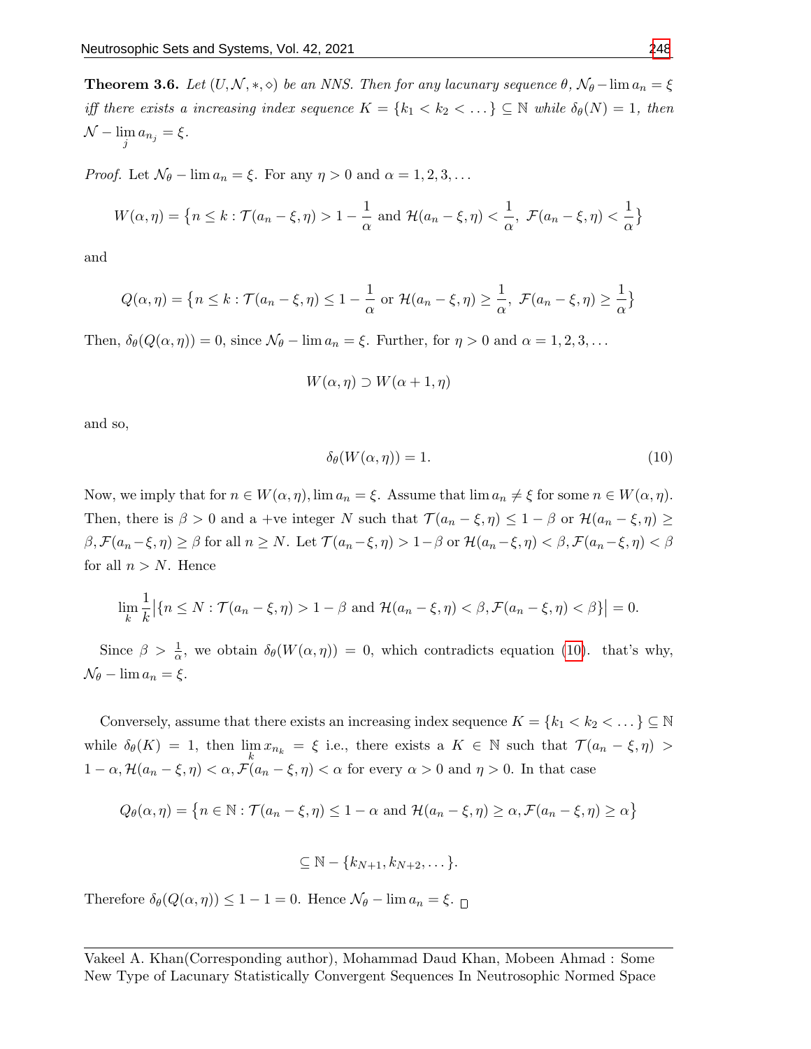**Theorem 3.6.** *Let $(U, \mathcal{N}, *, \diamond)$ be an NNS. Then for any lacunary sequence $\theta$, $\mathcal{N}_\theta - \lim a_n = \xi$ iff there exists a increasing index sequence $K = \{k_1 < k_2 < \dots\} \subseteq \mathbb{N}$ while $\delta_\theta(N) = 1$, then $\mathcal{N} - \lim_j a_{n_j} = \xi$.*

*Proof.* Let $\mathcal{N}_\theta - \lim a_n = \xi$. For any $\eta > 0$ and $\alpha = 1, 2, 3, \dots$

$$W(\alpha, \eta) = \{n \leq k : \mathcal{T}(a_n - \xi, \eta) > 1 - \frac{1}{\alpha} \text{ and } \mathcal{H}(a_n - \xi, \eta) < \frac{1}{\alpha},\ \mathcal{F}(a_n - \xi, \eta) < \frac{1}{\alpha}\}$$

and

$$Q(\alpha, \eta) = \{n \leq k : \mathcal{T}(a_n - \xi, \eta) \leq 1 - \frac{1}{\alpha} \text{ or } \mathcal{H}(a_n - \xi, \eta) \geq \frac{1}{\alpha},\ \mathcal{F}(a_n - \xi, \eta) \geq \frac{1}{\alpha}\}$$

Then, $\delta_\theta(Q(\alpha, \eta)) = 0$, since $\mathcal{N}_\theta - \lim a_n = \xi$. Further, for $\eta > 0$ and $\alpha = 1, 2, 3, \dots$

$$W(\alpha, \eta) \supset W(\alpha + 1, \eta)$$

and so,

$$\delta_\theta(W(\alpha, \eta)) = 1. \tag{10}$$

Now, we imply that for $n \in W(\alpha, \eta), \lim a_n = \xi$. Assume that $\lim a_n \neq \xi$ for some $n \in W(\alpha, \eta)$. Then, there is $\beta > 0$ and a +ve integer $N$ such that $\mathcal{T}(a_n - \xi, \eta) \leq 1 - \beta$ or $\mathcal{H}(a_n - \xi, \eta) \geq \beta, \mathcal{F}(a_n - \xi, \eta) \geq \beta$ for all $n \geq N$. Let $\mathcal{T}(a_n - \xi, \eta) > 1 - \beta$ or $\mathcal{H}(a_n - \xi, \eta) < \beta, \mathcal{F}(a_n - \xi, \eta) < \beta$ for all $n > N$. Hence

$$\lim_k \frac{1}{k}\left|\{n \leq N : \mathcal{T}(a_n - \xi, \eta) > 1 - \beta \text{ and } \mathcal{H}(a_n - \xi, \eta) < \beta, \mathcal{F}(a_n - \xi, \eta) < \beta\}\right| = 0.$$

Since $\beta > \frac{1}{\alpha}$, we obtain $\delta_\theta(W(\alpha, \eta)) = 0$, which contradicts equation (10). that's why, $\mathcal{N}_\theta - \lim a_n = \xi$.

Conversely, assume that there exists an increasing index sequence $K = \{k_1 < k_2 < \dots\} \subseteq \mathbb{N}$ while $\delta_\theta(K) = 1$, then $\lim_k x_{n_k} = \xi$ i.e., there exists a $K \in \mathbb{N}$ such that $\mathcal{T}(a_n - \xi, \eta) > 1 - \alpha, \mathcal{H}(a_n - \xi, \eta) < \alpha, \mathcal{F}(a_n - \xi, \eta) < \alpha$ for every $\alpha > 0$ and $\eta > 0$. In that case

$$Q_\theta(\alpha, \eta) = \{n \in \mathbb{N} : \mathcal{T}(a_n - \xi, \eta) \leq 1 - \alpha \text{ and } \mathcal{H}(a_n - \xi, \eta) \geq \alpha, \mathcal{F}(a_n - \xi, \eta) \geq \alpha\}$$

$$\subseteq \mathbb{N} - \{k_{N+1}, k_{N+2}, \dots\}.$$

Therefore $\delta_\theta(Q(\alpha, \eta)) \leq 1 - 1 = 0$. Hence $\mathcal{N}_\theta - \lim a_n = \xi$. $\square$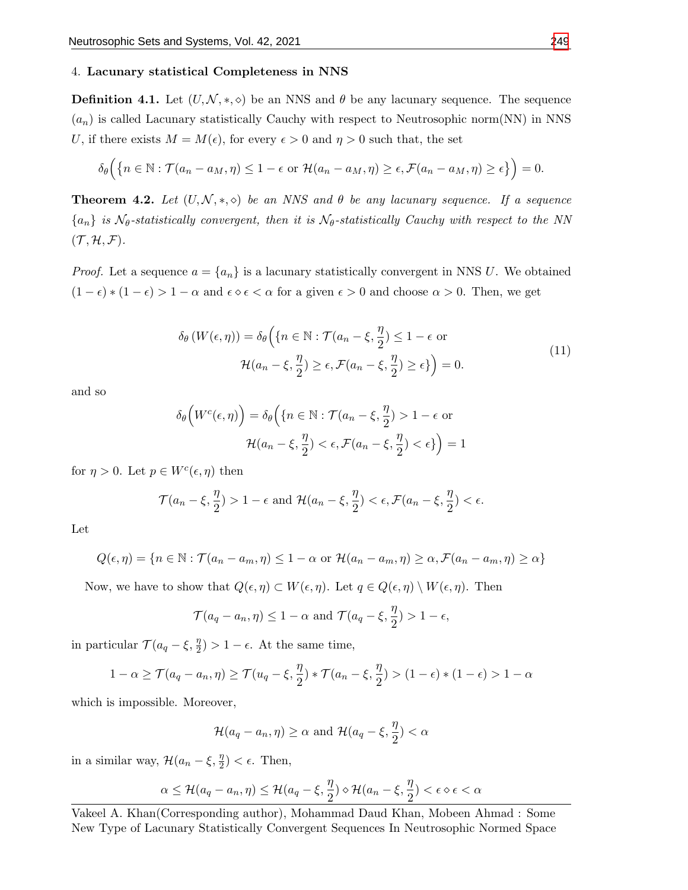## 4. **Lacunary statistical Completeness in NNS**

**Definition 4.1.** Let $(U, \mathcal{N}, *, \diamond)$ be an NNS and $\theta$ be any lacunary sequence. The sequence $(a_n)$ is called Lacunary statistically Cauchy with respect to Neutrosophic norm(NN) in NNS $U$, if there exists $M = M(\epsilon)$, for every $\epsilon > 0$ and $\eta > 0$ such that, the set

$$\delta_\theta\Big(\{n \in \mathbb{N} : \mathcal{T}(a_n - a_M, \eta) \leq 1 - \epsilon \text{ or } \mathcal{H}(a_n - a_M, \eta) \geq \epsilon, \mathcal{F}(a_n - a_M, \eta) \geq \epsilon\}\Big) = 0.$$

**Theorem 4.2.** *Let $(U, \mathcal{N}, *, \diamond)$ be an NNS and $\theta$ be any lacunary sequence. If a sequence $\{a_n\}$ is $\mathcal{N}_\theta$-statistically convergent, then it is $\mathcal{N}_\theta$-statistically Cauchy with respect to the NN $(\mathcal{T}, \mathcal{H}, \mathcal{F})$.*

*Proof.* Let a sequence $a = \{a_n\}$ is a lacunary statistically convergent in NNS $U$. We obtained $(1-\epsilon) * (1-\epsilon) > 1 - \alpha$ and $\epsilon \diamond \epsilon < \alpha$ for a given $\epsilon > 0$ and choose $\alpha > 0$. Then, we get

$$\begin{aligned}
\delta_\theta\left(W(\epsilon, \eta)\right) = \delta_\theta\Big(\{n \in \mathbb{N} : \mathcal{T}(a_n - \xi, \tfrac{\eta}{2}) \leq 1 - \epsilon \text{ or} \\
\mathcal{H}(a_n - \xi, \tfrac{\eta}{2}) \geq \epsilon, \mathcal{F}(a_n - \xi, \tfrac{\eta}{2}) \geq \epsilon\}\Big) = 0.
\end{aligned} \tag{11}$$

and so

$$\begin{aligned}
\delta_\theta\Big(W^c(\epsilon, \eta)\Big) = \delta_\theta\Big(\{n \in \mathbb{N} : \mathcal{T}(a_n - \xi, \tfrac{\eta}{2}) > 1 - \epsilon \text{ or} \\
\mathcal{H}(a_n - \xi, \tfrac{\eta}{2}) < \epsilon, \mathcal{F}(a_n - \xi, \tfrac{\eta}{2}) < \epsilon\}\Big) = 1
\end{aligned}$$

for $\eta > 0$. Let $p \in W^c(\epsilon, \eta)$ then

$$\mathcal{T}(a_n - \xi, \frac{\eta}{2}) > 1 - \epsilon \text{ and } \mathcal{H}(a_n - \xi, \frac{\eta}{2}) < \epsilon, \mathcal{F}(a_n - \xi, \frac{\eta}{2}) < \epsilon.$$

Let

$$Q(\epsilon, \eta) = \{n \in \mathbb{N} : \mathcal{T}(a_n - a_m, \eta) \leq 1 - \alpha \text{ or } \mathcal{H}(a_n - a_m, \eta) \geq \alpha, \mathcal{F}(a_n - a_m, \eta) \geq \alpha\}$$

Now, we have to show that $Q(\epsilon, \eta) \subset W(\epsilon, \eta)$. Let $q \in Q(\epsilon, \eta) \setminus W(\epsilon, \eta)$. Then

$$\mathcal{T}(a_q - a_n, \eta) \leq 1 - \alpha \text{ and } \mathcal{T}(a_q - \xi, \frac{\eta}{2}) > 1 - \epsilon,$$

in particular $\mathcal{T}(a_q - \xi, \frac{\eta}{2}) > 1 - \epsilon$. At the same time,

$$1 - \alpha \geq \mathcal{T}(a_q - a_n, \eta) \geq \mathcal{T}(u_q - \xi, \frac{\eta}{2}) * \mathcal{T}(a_n - \xi, \frac{\eta}{2}) > (1 - \epsilon) * (1 - \epsilon) > 1 - \alpha$$

which is impossible. Moreover,

$$\mathcal{H}(a_q - a_n, \eta) \geq \alpha \text{ and } \mathcal{H}(a_q - \xi, \frac{\eta}{2}) < \alpha$$

in a similar way, $\mathcal{H}(a_n - \xi, \frac{\eta}{2}) < \epsilon$. Then,

$$\alpha \leq \mathcal{H}(a_q - a_n, \eta) \leq \mathcal{H}(a_q - \xi, \frac{\eta}{2}) \diamond \mathcal{H}(a_n - \xi, \frac{\eta}{2}) < \epsilon \diamond \epsilon < \alpha$$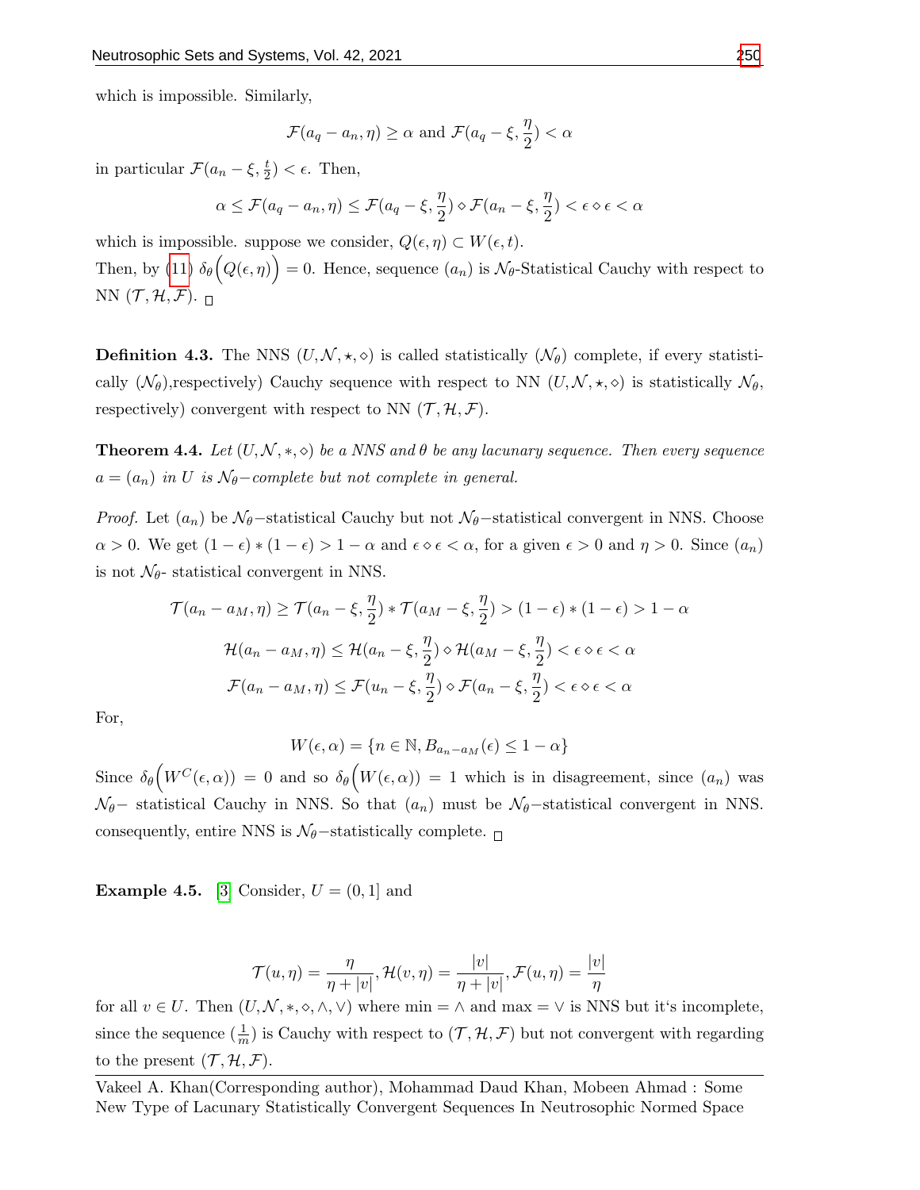which is impossible. Similarly,

$$\mathcal{F}(a_q - a_n, \eta) \geq \alpha \text{ and } \mathcal{F}(a_q - \xi, \frac{\eta}{2}) < \alpha$$

in particular $\mathcal{F}(a_n - \xi, \frac{t}{2}) < \epsilon$. Then,

$$\alpha \leq \mathcal{F}(a_q - a_n, \eta) \leq \mathcal{F}(a_q - \xi, \frac{\eta}{2}) \diamond \mathcal{F}(a_n - \xi, \frac{\eta}{2}) < \epsilon \diamond \epsilon < \alpha$$

which is impossible. suppose we consider, $Q(\epsilon, \eta) \subset W(\epsilon, t)$.
Then, by (11) $\delta_\theta\Big(Q(\epsilon, \eta)\Big) = 0$. Hence, sequence $(a_n)$ is $\mathcal{N}_\theta$-Statistical Cauchy with respect to NN $(\mathcal{T}, \mathcal{H}, \mathcal{F})$. □

**Definition 4.3.** The NNS $(U, \mathcal{N}, \star, \diamond)$ is called statistically $(\mathcal{N}_\theta)$ complete, if every statistically $(\mathcal{N}_\theta)$,respectively) Cauchy sequence with respect to NN $(U, \mathcal{N}, \star, \diamond)$ is statistically $\mathcal{N}_\theta$, respectively) convergent with respect to NN $(\mathcal{T}, \mathcal{H}, \mathcal{F})$.

**Theorem 4.4.** *Let $(U, \mathcal{N}, *, \diamond)$ be a NNS and $\theta$ be any lacunary sequence. Then every sequence $a = (a_n)$ in $U$ is $\mathcal{N}_\theta-$complete but not complete in general.*

*Proof.* Let $(a_n)$ be $\mathcal{N}_\theta-$statistical Cauchy but not $\mathcal{N}_\theta-$statistical convergent in NNS. Choose $\alpha > 0$. We get $(1 - \epsilon) * (1 - \epsilon) > 1 - \alpha$ and $\epsilon \diamond \epsilon < \alpha$, for a given $\epsilon > 0$ and $\eta > 0$. Since $(a_n)$ is not $\mathcal{N}_\theta$- statistical convergent in NNS.

$$\mathcal{T}(a_n - a_M, \eta) \geq \mathcal{T}(a_n - \xi, \frac{\eta}{2}) * \mathcal{T}(a_M - \xi, \frac{\eta}{2}) > (1 - \epsilon) * (1 - \epsilon) > 1 - \alpha$$

$$\mathcal{H}(a_n - a_M, \eta) \leq \mathcal{H}(a_n - \xi, \frac{\eta}{2}) \diamond \mathcal{H}(a_M - \xi, \frac{\eta}{2}) < \epsilon \diamond \epsilon < \alpha$$

$$\mathcal{F}(a_n - a_M, \eta) \leq \mathcal{F}(u_n - \xi, \frac{\eta}{2}) \diamond \mathcal{F}(a_n - \xi, \frac{\eta}{2}) < \epsilon \diamond \epsilon < \alpha$$

For,

$$W(\epsilon, \alpha) = \{n \in \mathbb{N}, B_{a_n - a_M}(\epsilon) \leq 1 - \alpha\}$$

Since $\delta_\theta\Big(W^C(\epsilon, \alpha)\Big) = 0$ and so $\delta_\theta\Big(W(\epsilon, \alpha)\Big) = 1$ which is in disagreement, since $(a_n)$ was $\mathcal{N}_\theta-$ statistical Cauchy in NNS. So that $(a_n)$ must be $\mathcal{N}_\theta-$statistical convergent in NNS. consequently, entire NNS is $\mathcal{N}_\theta-$statistically complete. □

**Example 4.5.** [3] Consider, $U = (0, 1]$ and

$$\mathcal{T}(u, \eta) = \frac{\eta}{\eta + |v|}, \mathcal{H}(v, \eta) = \frac{|v|}{\eta + |v|}, \mathcal{F}(u, \eta) = \frac{|v|}{\eta}$$

for all $v \in U$. Then $(U, \mathcal{N}, *, \diamond, \wedge, \vee)$ where min $= \wedge$ and max $= \vee$ is NNS but it's incomplete, since the sequence $(\frac{1}{m})$ is Cauchy with respect to $(\mathcal{T}, \mathcal{H}, \mathcal{F})$ but not convergent with regarding to the present $(\mathcal{T}, \mathcal{H}, \mathcal{F})$.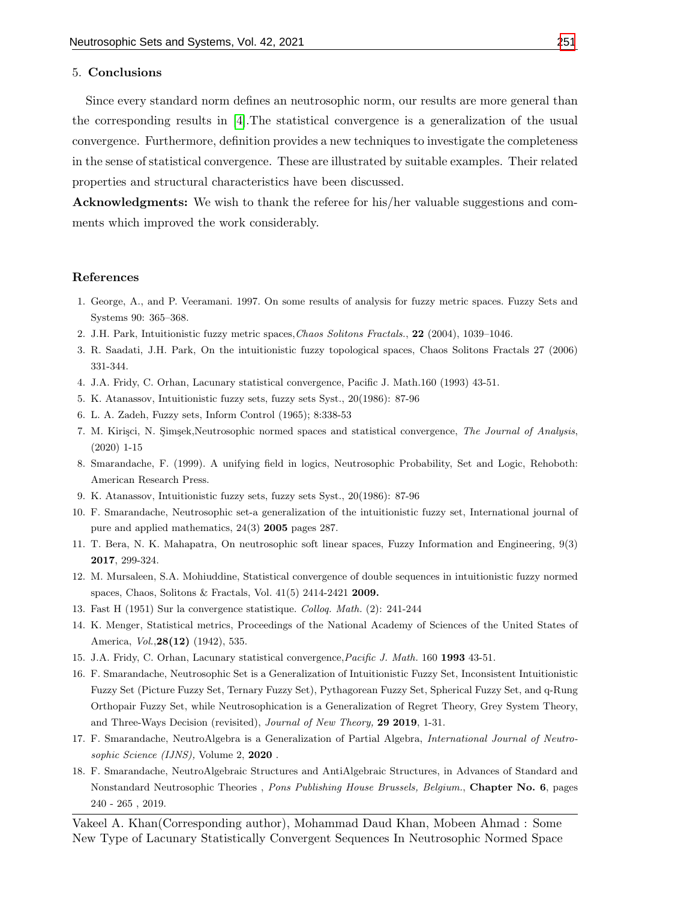## 5. Conclusions

Since every standard norm defines an neutrosophic norm, our results are more general than the corresponding results in [4].The statistical convergence is a generalization of the usual convergence. Furthermore, definition provides a new techniques to investigate the completeness in the sense of statistical convergence. These are illustrated by suitable examples. Their related properties and structural characteristics have been discussed.

**Acknowledgments:** We wish to thank the referee for his/her valuable suggestions and comments which improved the work considerably.

## References

1. George, A., and P. Veeramani. 1997. On some results of analysis for fuzzy metric spaces. Fuzzy Sets and Systems 90: 365–368.
2. J.H. Park, Intuitionistic fuzzy metric spaces,*Chaos Solitons Fractals.*, **22** (2004), 1039–1046.
3. R. Saadati, J.H. Park, On the intuitionistic fuzzy topological spaces, Chaos Solitons Fractals 27 (2006) 331-344.
4. J.A. Fridy, C. Orhan, Lacunary statistical convergence, Pacific J. Math.160 (1993) 43-51.
5. K. Atanassov, Intuitionistic fuzzy sets, fuzzy sets Syst., 20(1986): 87-96
6. L. A. Zadeh, Fuzzy sets, Inform Control (1965); 8:338-53
7. M. Kirişci, N. Şimşek,Neutrosophic normed spaces and statistical convergence, *The Journal of Analysis*, (2020) 1-15
8. Smarandache, F. (1999). A unifying field in logics, Neutrosophic Probability, Set and Logic, Rehoboth: American Research Press.
9. K. Atanassov, Intuitionistic fuzzy sets, fuzzy sets Syst., 20(1986): 87-96
10. F. Smarandache, Neutrosophic set-a generalization of the intuitionistic fuzzy set, International journal of pure and applied mathematics, 24(3) **2005** pages 287.
11. T. Bera, N. K. Mahapatra, On neutrosophic soft linear spaces, Fuzzy Information and Engineering, 9(3) **2017**, 299-324.
12. M. Mursaleen, S.A. Mohiuddine, Statistical convergence of double sequences in intuitionistic fuzzy normed spaces, Chaos, Solitons & Fractals, Vol. 41(5) 2414-2421 **2009.**
13. Fast H (1951) Sur la convergence statistique. *Colloq. Math.* (2): 241-244
14. K. Menger, Statistical metrics, Proceedings of the National Academy of Sciences of the United States of America, *Vol.*,**28(12)** (1942), 535.
15. J.A. Fridy, C. Orhan, Lacunary statistical convergence,*Pacific J. Math.* 160 **1993** 43-51.
16. F. Smarandache, Neutrosophic Set is a Generalization of Intuitionistic Fuzzy Set, Inconsistent Intuitionistic Fuzzy Set (Picture Fuzzy Set, Ternary Fuzzy Set), Pythagorean Fuzzy Set, Spherical Fuzzy Set, and q-Rung Orthopair Fuzzy Set, while Neutrosophication is a Generalization of Regret Theory, Grey System Theory, and Three-Ways Decision (revisited), *Journal of New Theory,* **29 2019**, 1-31.
17. F. Smarandache, NeutroAlgebra is a Generalization of Partial Algebra, *International Journal of Neutrosophic Science (IJNS),* Volume 2, **2020** .
18. F. Smarandache, NeutroAlgebraic Structures and AntiAlgebraic Structures, in Advances of Standard and Nonstandard Neutrosophic Theories , *Pons Publishing House Brussels, Belgium.*, **Chapter No. 6**, pages 240 - 265 , 2019.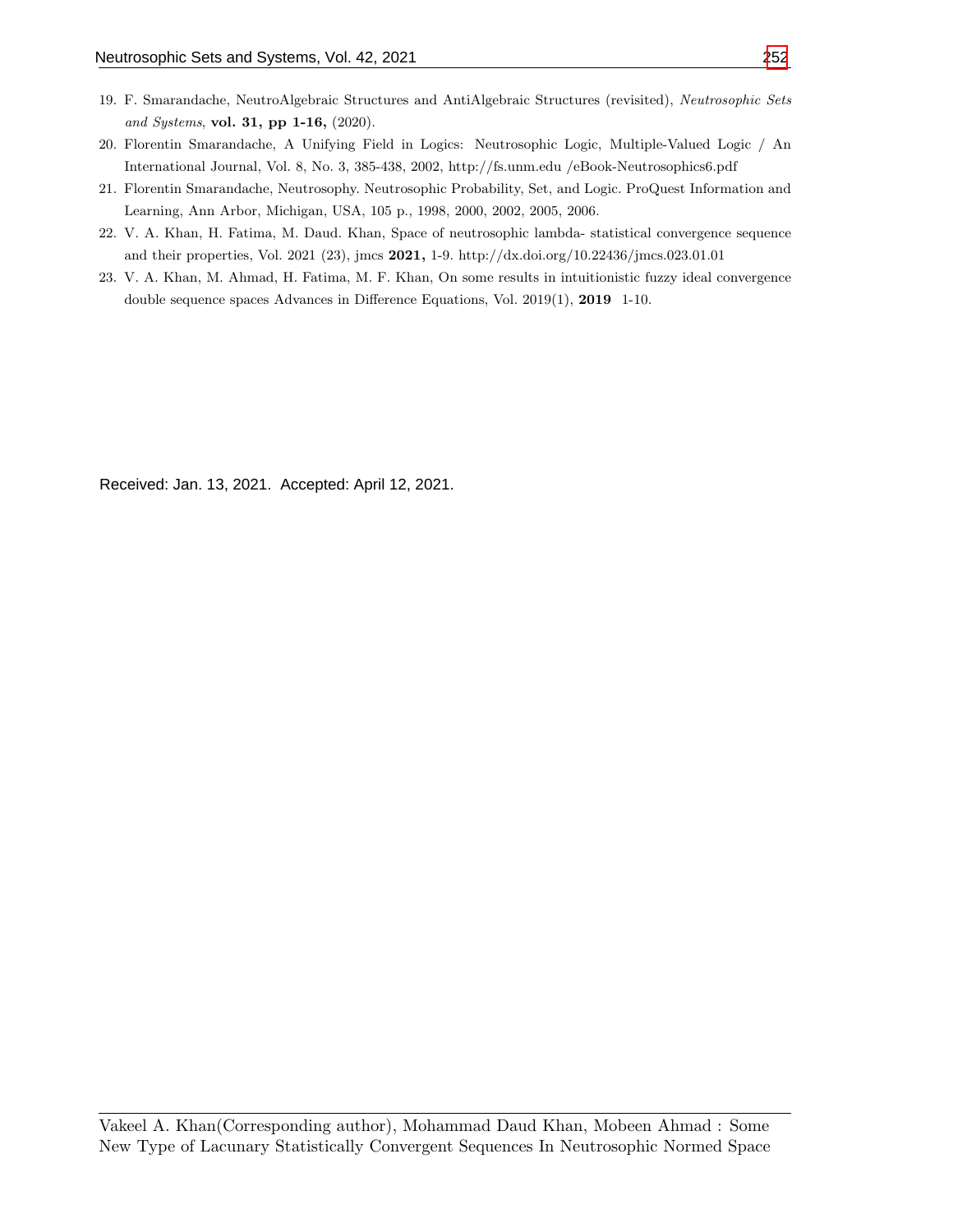19. F. Smarandache, NeutroAlgebraic Structures and AntiAlgebraic Structures (revisited), *Neutrosophic Sets and Systems*, **vol. 31, pp 1-16,** (2020).
20. Florentin Smarandache, A Unifying Field in Logics: Neutrosophic Logic, Multiple-Valued Logic / An International Journal, Vol. 8, No. 3, 385-438, 2002, http://fs.unm.edu /eBook-Neutrosophics6.pdf
21. Florentin Smarandache, Neutrosophy. Neutrosophic Probability, Set, and Logic. ProQuest Information and Learning, Ann Arbor, Michigan, USA, 105 p., 1998, 2000, 2002, 2005, 2006.
22. V. A. Khan, H. Fatima, M. Daud. Khan, Space of neutrosophic lambda- statistical convergence sequence and their properties, Vol. 2021 (23), jmcs **2021,** 1-9. http://dx.doi.org/10.22436/jmcs.023.01.01
23. V. A. Khan, M. Ahmad, H. Fatima, M. F. Khan, On some results in intuitionistic fuzzy ideal convergence double sequence spaces Advances in Difference Equations, Vol. 2019(1), **2019** 1-10.

Received: Jan. 13, 2021. Accepted: April 12, 2021.